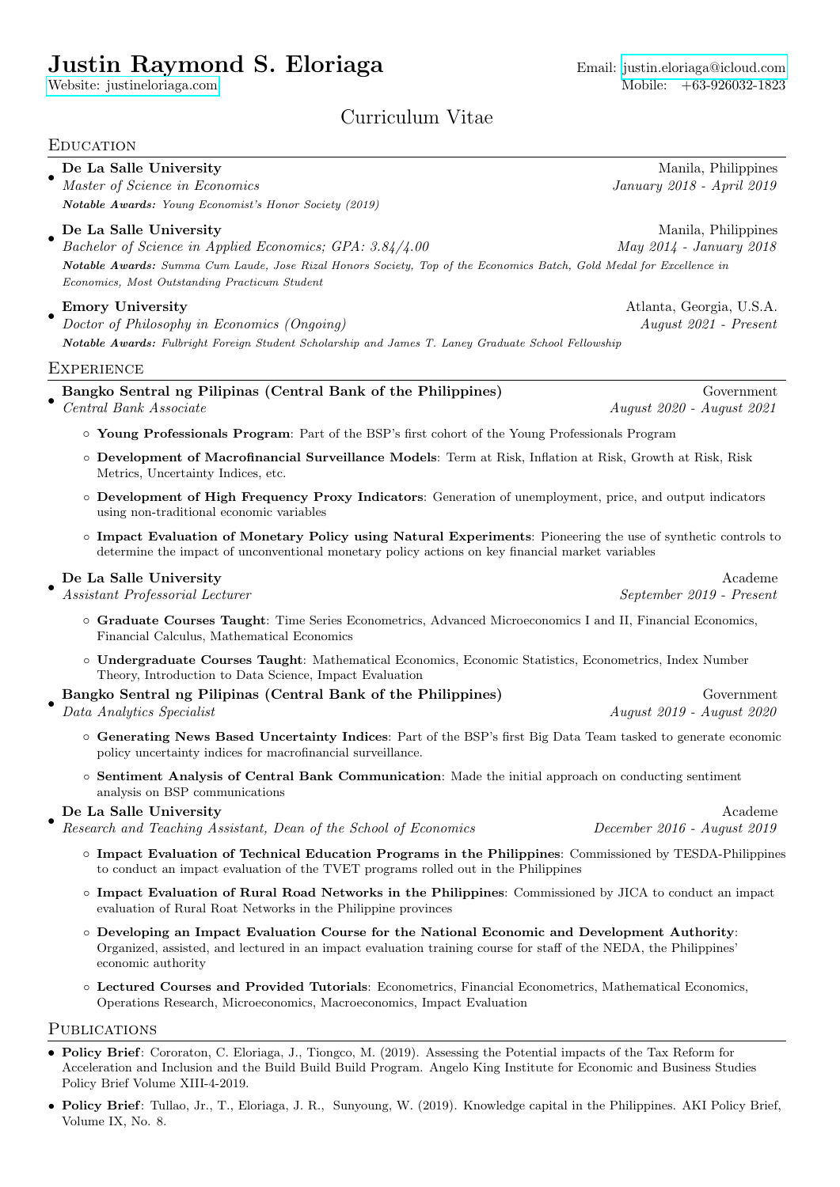# Justin Raymond S. Eloriaga

Website: justineloriaga.com
Email: justin.eloriaga@icloud.com
Mobile: +63-926032-1823

## Curriculum Vitae

## Education

- **De La Salle University** — Manila, Philippines
  *Master of Science in Economics* — *January 2018 - April 2019*
  ***Notable Awards:*** *Young Economist's Honor Society (2019)*

- **De La Salle University** — Manila, Philippines
  *Bachelor of Science in Applied Economics; GPA: 3.84/4.00* — *May 2014 - January 2018*
  ***Notable Awards:*** *Summa Cum Laude, Jose Rizal Honors Society, Top of the Economics Batch, Gold Medal for Excellence in Economics, Most Outstanding Practicum Student*

- **Emory University** — Atlanta, Georgia, U.S.A.
  *Doctor of Philosophy in Economics (Ongoing)* — *August 2021 - Present*
  ***Notable Awards:*** *Fulbright Foreign Student Scholarship and James T. Laney Graduate School Fellowship*

## Experience

- **Bangko Sentral ng Pilipinas (Central Bank of the Philippines)** — Government
  *Central Bank Associate* — *August 2020 - August 2021*
  - **Young Professionals Program**: Part of the BSP's first cohort of the Young Professionals Program
  - **Development of Macrofinancial Surveillance Models**: Term at Risk, Inflation at Risk, Growth at Risk, Risk Metrics, Uncertainty Indices, etc.
  - **Development of High Frequency Proxy Indicators**: Generation of unemployment, price, and output indicators using non-traditional economic variables
  - **Impact Evaluation of Monetary Policy using Natural Experiments**: Pioneering the use of synthetic controls to determine the impact of unconventional monetary policy actions on key financial market variables

- **De La Salle University** — Academe
  *Assistant Professorial Lecturer* — *September 2019 - Present*
  - **Graduate Courses Taught**: Time Series Econometrics, Advanced Microeconomics I and II, Financial Economics, Financial Calculus, Mathematical Economics
  - **Undergraduate Courses Taught**: Mathematical Economics, Economic Statistics, Econometrics, Index Number Theory, Introduction to Data Science, Impact Evaluation

- **Bangko Sentral ng Pilipinas (Central Bank of the Philippines)** — Government
  *Data Analytics Specialist* — *August 2019 - August 2020*
  - **Generating News Based Uncertainty Indices**: Part of the BSP's first Big Data Team tasked to generate economic policy uncertainty indices for macrofinancial surveillance.
  - **Sentiment Analysis of Central Bank Communication**: Made the initial approach on conducting sentiment analysis on BSP communications

- **De La Salle University** — Academe
  *Research and Teaching Assistant, Dean of the School of Economics* — *December 2016 - August 2019*
  - **Impact Evaluation of Technical Education Programs in the Philippines**: Commissioned by TESDA-Philippines to conduct an impact evaluation of the TVET programs rolled out in the Philippines
  - **Impact Evaluation of Rural Road Networks in the Philippines**: Commissioned by JICA to conduct an impact evaluation of Rural Roat Networks in the Philippine provinces
  - **Developing an Impact Evaluation Course for the National Economic and Development Authority**: Organized, assisted, and lectured in an impact evaluation training course for staff of the NEDA, the Philippines' economic authority
  - **Lectured Courses and Provided Tutorials**: Econometrics, Financial Econometrics, Mathematical Economics, Operations Research, Microeconomics, Macroeconomics, Impact Evaluation

## Publications

- **Policy Brief**: Cororaton, C. Eloriaga, J., Tiongco, M. (2019). Assessing the Potential impacts of the Tax Reform for Acceleration and Inclusion and the Build Build Build Program. Angelo King Institute for Economic and Business Studies Policy Brief Volume XIII-4-2019.
- **Policy Brief**: Tullao, Jr., T., Eloriaga, J. R., Sunyoung, W. (2019). Knowledge capital in the Philippines. AKI Policy Brief, Volume IX, No. 8.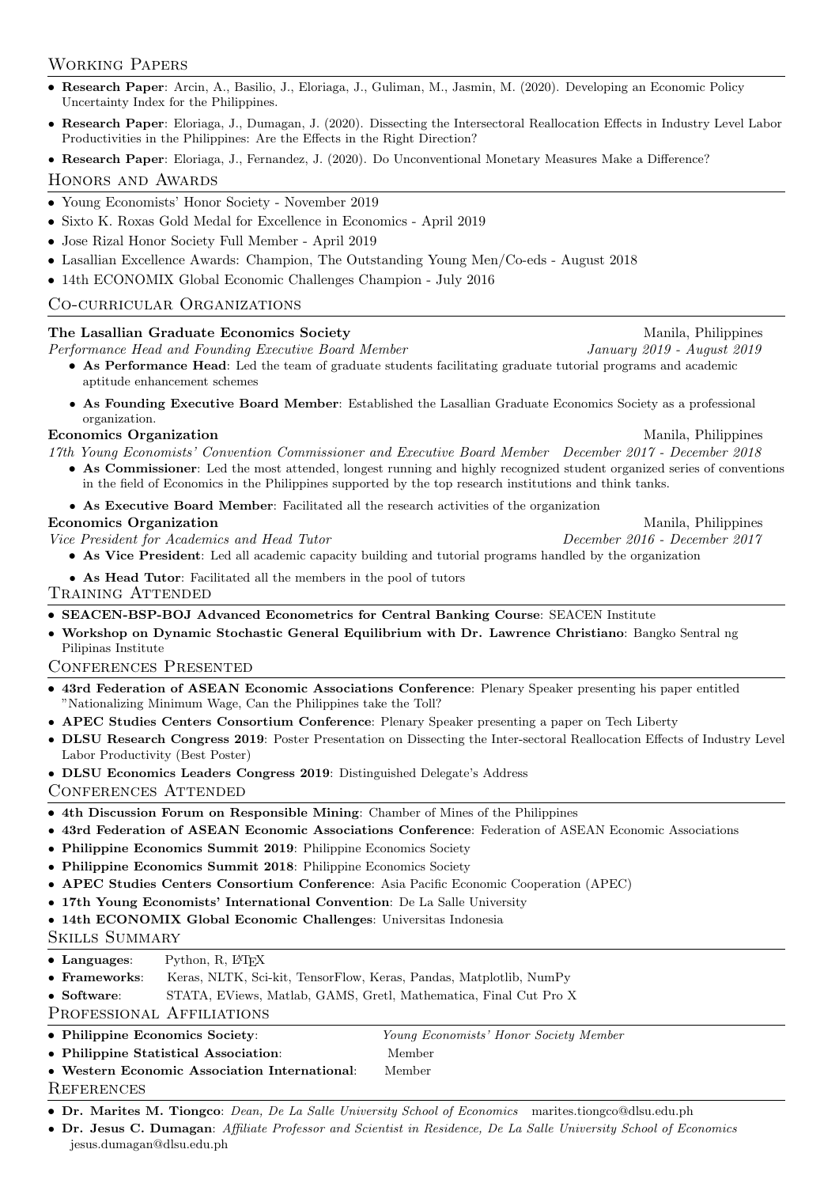## Working Papers

- **Research Paper**: Arcin, A., Basilio, J., Eloriaga, J., Guliman, M., Jasmin, M. (2020). Developing an Economic Policy Uncertainty Index for the Philippines.
- **Research Paper**: Eloriaga, J., Dumagan, J. (2020). Dissecting the Intersectoral Reallocation Effects in Industry Level Labor Productivities in the Philippines: Are the Effects in the Right Direction?
- **Research Paper**: Eloriaga, J., Fernandez, J. (2020). Do Unconventional Monetary Measures Make a Difference?

## Honors and Awards

- Young Economists' Honor Society - November 2019
- Sixto K. Roxas Gold Medal for Excellence in Economics - April 2019
- Jose Rizal Honor Society Full Member - April 2019
- Lasallian Excellence Awards: Champion, The Outstanding Young Men/Co-eds - August 2018
- 14th ECONOMIX Global Economic Challenges Champion - July 2016

## Co-curricular Organizations

**The Lasallian Graduate Economics Society** — Manila, Philippines
*Performance Head and Founding Executive Board Member* — *January 2019 - August 2019*

- **As Performance Head**: Led the team of graduate students facilitating graduate tutorial programs and academic aptitude enhancement schemes
- **As Founding Executive Board Member**: Established the Lasallian Graduate Economics Society as a professional organization.

**Economics Organization** — Manila, Philippines
*17th Young Economists' Convention Commissioner and Executive Board Member* — *December 2017 - December 2018*

- **As Commissioner**: Led the most attended, longest running and highly recognized student organized series of conventions in the field of Economics in the Philippines supported by the top research institutions and think tanks.
- **As Executive Board Member**: Facilitated all the research activities of the organization

**Economics Organization** — Manila, Philippines
*Vice President for Academics and Head Tutor* — *December 2016 - December 2017*

- **As Vice President**: Led all academic capacity building and tutorial programs handled by the organization
- **As Head Tutor**: Facilitated all the members in the pool of tutors

## Training Attended

- **SEACEN-BSP-BOJ Advanced Econometrics for Central Banking Course**: SEACEN Institute
- **Workshop on Dynamic Stochastic General Equilibrium with Dr. Lawrence Christiano**: Bangko Sentral ng Pilipinas Institute

## Conferences Presented

- **43rd Federation of ASEAN Economic Associations Conference**: Plenary Speaker presenting his paper entitled "Nationalizing Minimum Wage, Can the Philippines take the Toll?
- **APEC Studies Centers Consortium Conference**: Plenary Speaker presenting a paper on Tech Liberty
- **DLSU Research Congress 2019**: Poster Presentation on Dissecting the Inter-sectoral Reallocation Effects of Industry Level Labor Productivity (Best Poster)
- **DLSU Economics Leaders Congress 2019**: Distinguished Delegate's Address

## Conferences Attended

- **4th Discussion Forum on Responsible Mining**: Chamber of Mines of the Philippines
- **43rd Federation of ASEAN Economic Associations Conference**: Federation of ASEAN Economic Associations
- **Philippine Economics Summit 2019**: Philippine Economics Society
- **Philippine Economics Summit 2018**: Philippine Economics Society
- **APEC Studies Centers Consortium Conference**: Asia Pacific Economic Cooperation (APEC)
- **17th Young Economists' International Convention**: De La Salle University
- **14th ECONOMIX Global Economic Challenges**: Universitas Indonesia

## Skills Summary

- **Languages**: Python, R, LaTeX
- **Frameworks**: Keras, NLTK, Sci-kit, TensorFlow, Keras, Pandas, Matplotlib, NumPy
- **Software**: STATA, EViews, Matlab, GAMS, Gretl, Mathematica, Final Cut Pro X

## Professional Affiliations

- **Philippine Economics Society**: *Young Economists' Honor Society Member*
- **Philippine Statistical Association**: Member
- **Western Economic Association International**: Member

## References

- **Dr. Marites M. Tiongco**: *Dean, De La Salle University School of Economics* marites.tiongco@dlsu.edu.ph
- **Dr. Jesus C. Dumagan**: *Affiliate Professor and Scientist in Residence, De La Salle University School of Economics* jesus.dumagan@dlsu.edu.ph